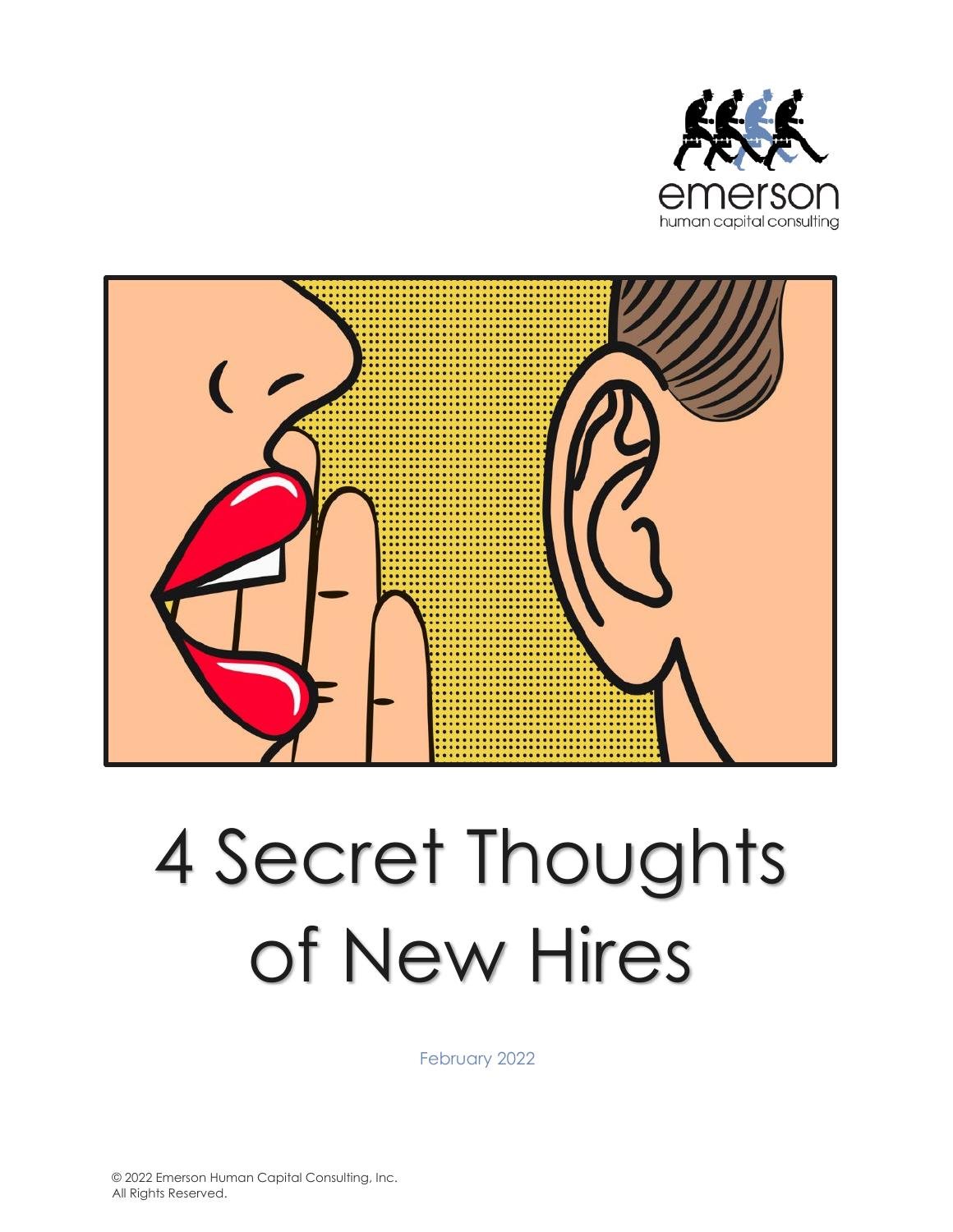emerson
human capital consulting

# 4 Secret Thoughts of New Hires

February 2022

© 2022 Emerson Human Capital Consulting, Inc.
All Rights Reserved.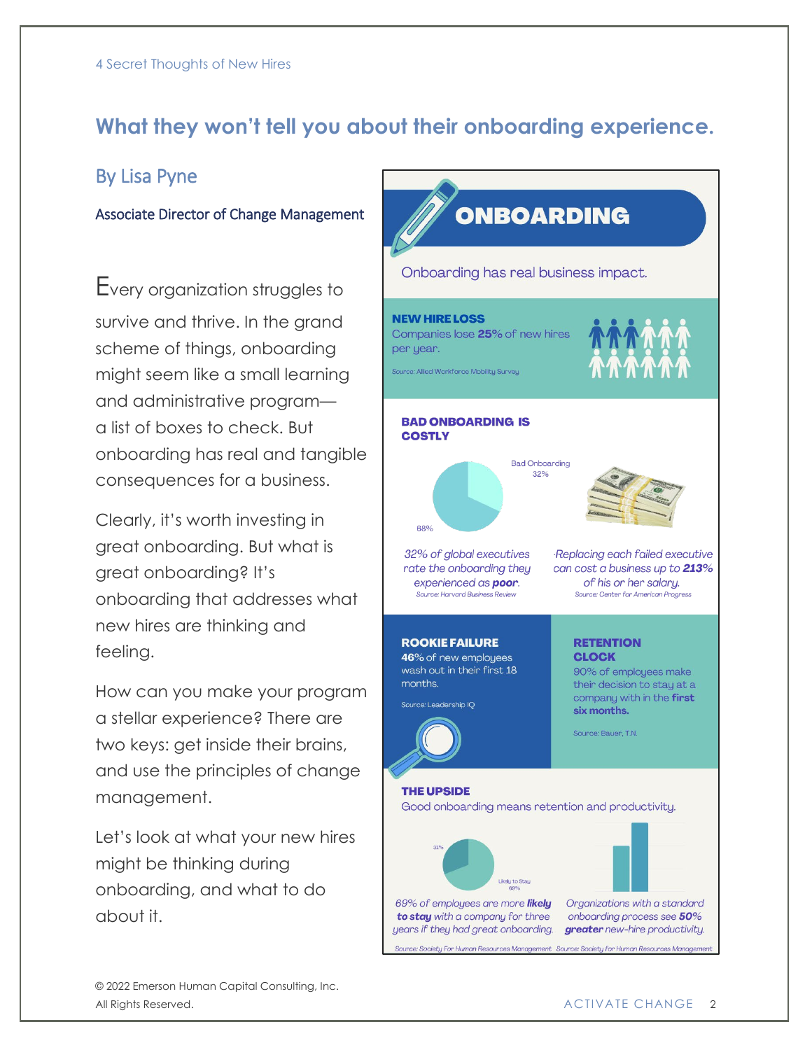# What they won't tell you about their onboarding experience.

## By Lisa Pyne

Associate Director of Change Management

Every organization struggles to survive and thrive. In the grand scheme of things, onboarding might seem like a small learning and administrative program—a list of boxes to check. But onboarding has real and tangible consequences for a business.

Clearly, it's worth investing in great onboarding. But what is great onboarding? It's onboarding that addresses what new hires are thinking and feeling.

How can you make your program a stellar experience? There are two keys: get inside their brains, and use the principles of change management.

Let's look at what your new hires might be thinking during onboarding, and what to do about it.

## ONBOARDING

Onboarding has real business impact.

**NEW HIRE LOSS**
Companies lose **25%** of new hires per year.

Source: Allied Workforce Mobility Survey

**BAD ONBOARDING IS COSTLY**

Bad Onboarding 32%

68%

*32% of global executives rate the onboarding they experienced as* ***poor****.*

Source: Harvard Business Review

*Replacing each failed executive can cost a business up to* ***213%*** *of his or her salary.*

Source: Center for American Progress

**ROOKIE FAILURE**
**46%** of new employees wash out in their first 18 months.

Source: Leadership IQ

**RETENTION CLOCK**
90% of employees make their decision to stay at a company with in the **first six months.**

Source: Bauer, T.N.

**THE UPSIDE**
Good onboarding means retention and productivity.

31%

Likely to Stay 69%

*69% of employees are more* ***likely to stay*** *with a company for three years if they had great onboarding.*

Source: Society For Human Resources Management

*Organizations with a standard onboarding process see* ***50% greater*** *new-hire productivity.*

Source: Society for Human Resources Management

© 2022 Emerson Human Capital Consulting, Inc.
All Rights Reserved.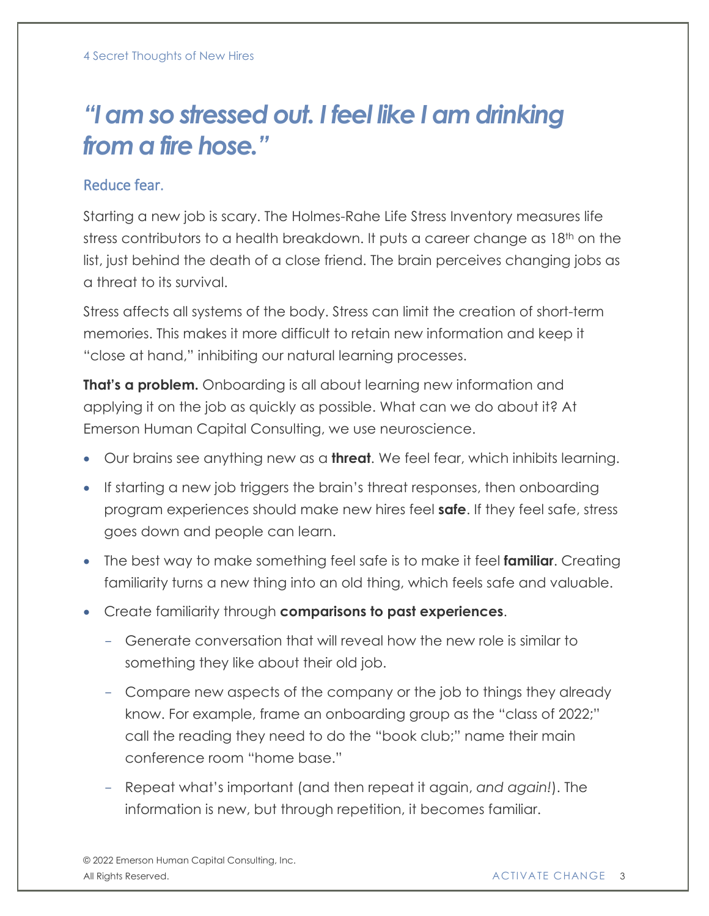# *"I am so stressed out. I feel like I am drinking from a fire hose."*

## Reduce fear.

Starting a new job is scary. The Holmes-Rahe Life Stress Inventory measures life stress contributors to a health breakdown. It puts a career change as 18th on the list, just behind the death of a close friend. The brain perceives changing jobs as a threat to its survival.

Stress affects all systems of the body. Stress can limit the creation of short-term memories. This makes it more difficult to retain new information and keep it "close at hand," inhibiting our natural learning processes.

**That's a problem.** Onboarding is all about learning new information and applying it on the job as quickly as possible. What can we do about it? At Emerson Human Capital Consulting, we use neuroscience.

- Our brains see anything new as a **threat**. We feel fear, which inhibits learning.
- If starting a new job triggers the brain's threat responses, then onboarding program experiences should make new hires feel **safe**. If they feel safe, stress goes down and people can learn.
- The best way to make something feel safe is to make it feel **familiar**. Creating familiarity turns a new thing into an old thing, which feels safe and valuable.
- Create familiarity through **comparisons to past experiences**.
  - Generate conversation that will reveal how the new role is similar to something they like about their old job.
  - Compare new aspects of the company or the job to things they already know. For example, frame an onboarding group as the "class of 2022;" call the reading they need to do the "book club;" name their main conference room "home base."
  - Repeat what's important (and then repeat it again, *and again!*). The information is new, but through repetition, it becomes familiar.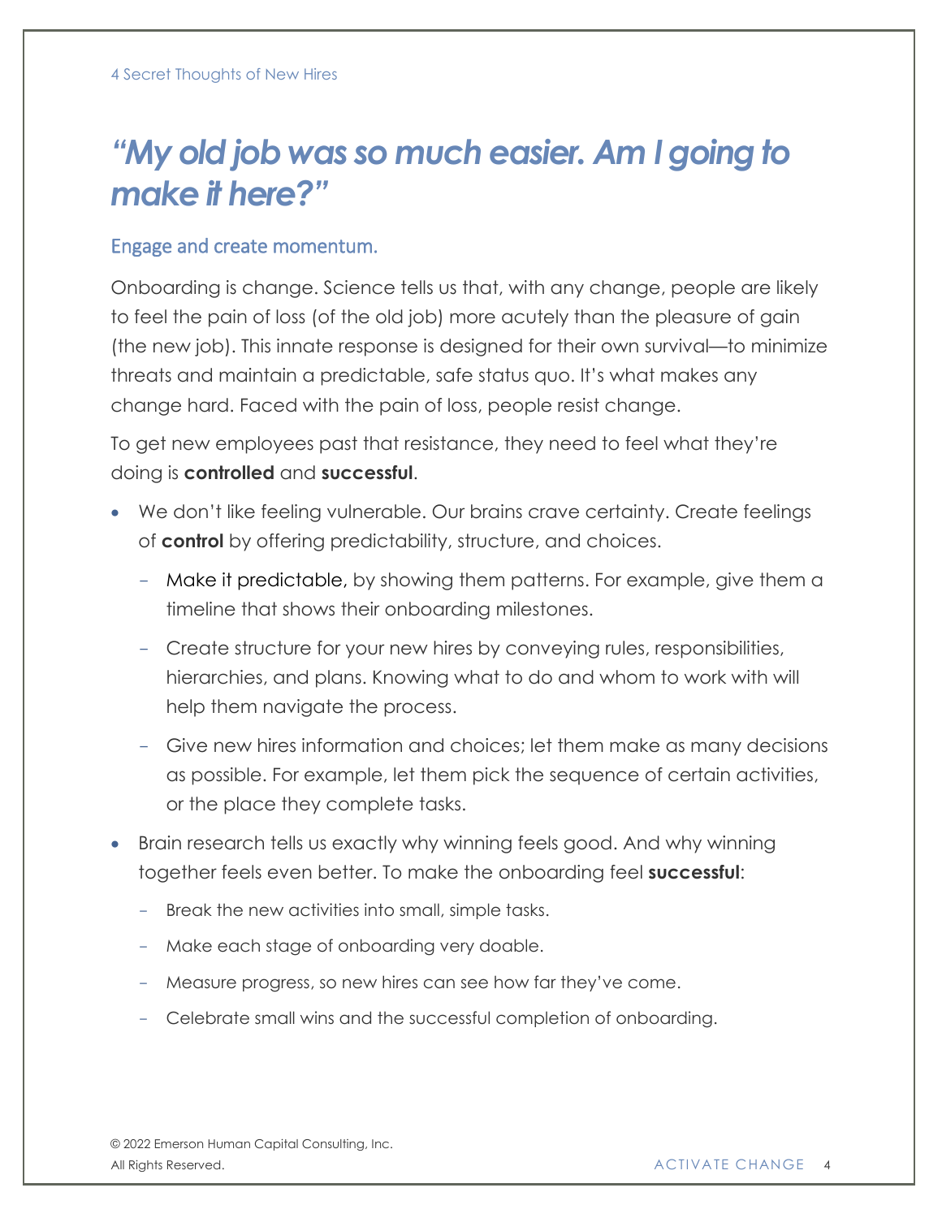# *“My old job was so much easier. Am I going to make it here?”*

## Engage and create momentum.

Onboarding is change. Science tells us that, with any change, people are likely to feel the pain of loss (of the old job) more acutely than the pleasure of gain (the new job). This innate response is designed for their own survival—to minimize threats and maintain a predictable, safe status quo. It’s what makes any change hard. Faced with the pain of loss, people resist change.

To get new employees past that resistance, they need to feel what they’re doing is **controlled** and **successful**.

- We don’t like feeling vulnerable. Our brains crave certainty. Create feelings of **control** by offering predictability, structure, and choices.
  - Make it predictable, by showing them patterns. For example, give them a timeline that shows their onboarding milestones.
  - Create structure for your new hires by conveying rules, responsibilities, hierarchies, and plans. Knowing what to do and whom to work with will help them navigate the process.
  - Give new hires information and choices; let them make as many decisions as possible. For example, let them pick the sequence of certain activities, or the place they complete tasks.
- Brain research tells us exactly why winning feels good. And why winning together feels even better. To make the onboarding feel **successful**:
  - Break the new activities into small, simple tasks.
  - Make each stage of onboarding very doable.
  - Measure progress, so new hires can see how far they’ve come.
  - Celebrate small wins and the successful completion of onboarding.

© 2022 Emerson Human Capital Consulting, Inc.
All Rights Reserved.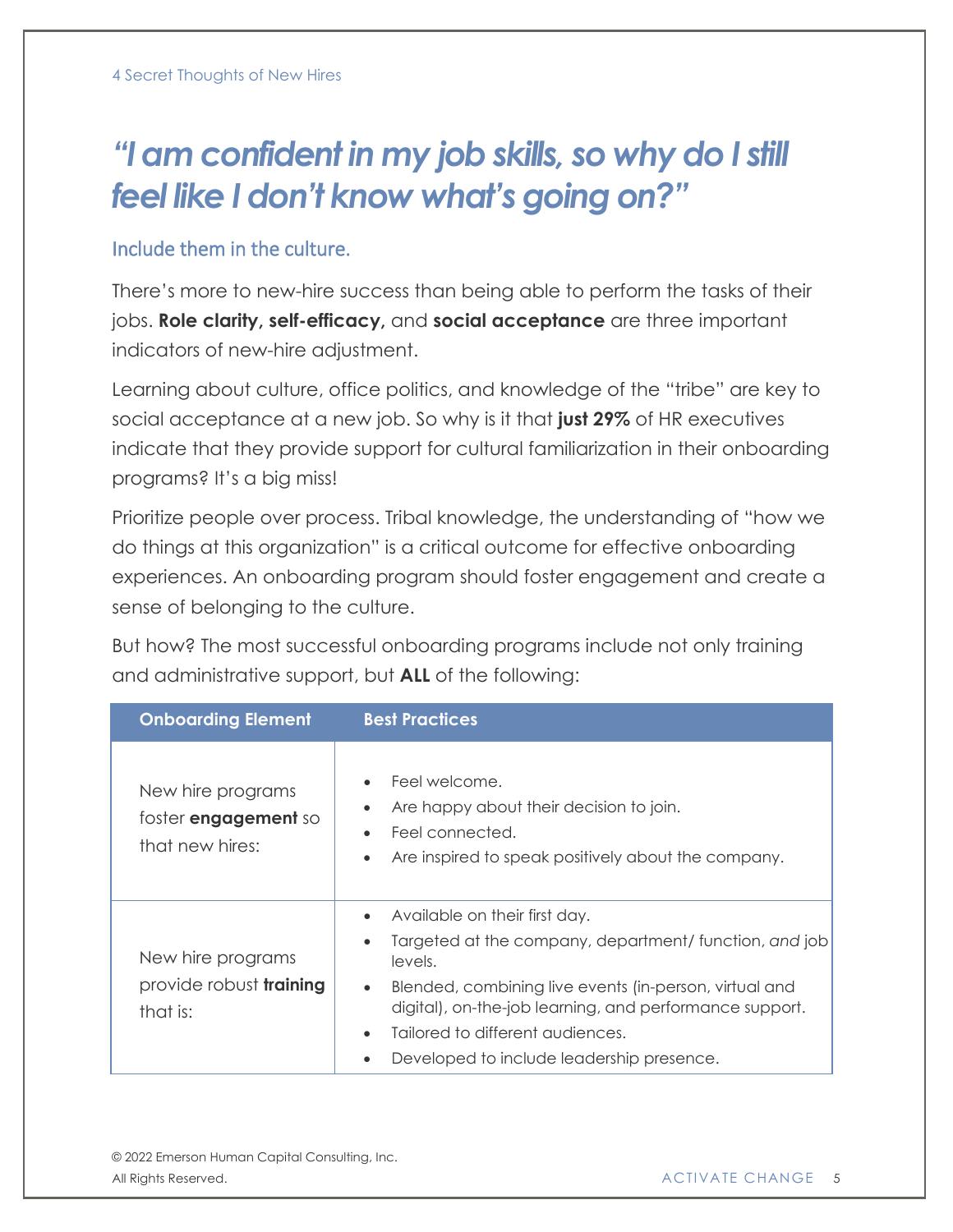# *"I am confident in my job skills, so why do I still feel like I don't know what's going on?"*

## Include them in the culture.

There's more to new-hire success than being able to perform the tasks of their jobs. **Role clarity, self-efficacy,** and **social acceptance** are three important indicators of new-hire adjustment.

Learning about culture, office politics, and knowledge of the "tribe" are key to social acceptance at a new job. So why is it that **just 29%** of HR executives indicate that they provide support for cultural familiarization in their onboarding programs? It's a big miss!

Prioritize people over process. Tribal knowledge, the understanding of "how we do things at this organization" is a critical outcome for effective onboarding experiences. An onboarding program should foster engagement and create a sense of belonging to the culture.

But how? The most successful onboarding programs include not only training and administrative support, but **ALL** of the following:

| Onboarding Element | Best Practices |
|---|---|
| New hire programs foster **engagement** so that new hires: | • Feel welcome.<br>• Are happy about their decision to join.<br>• Feel connected.<br>• Are inspired to speak positively about the company. |
| New hire programs provide robust **training** that is: | • Available on their first day.<br>• Targeted at the company, department/ function, *and* job levels.<br>• Blended, combining live events (in-person, virtual and digital), on-the-job learning, and performance support.<br>• Tailored to different audiences.<br>• Developed to include leadership presence. |

© 2022 Emerson Human Capital Consulting, Inc.
All Rights Reserved.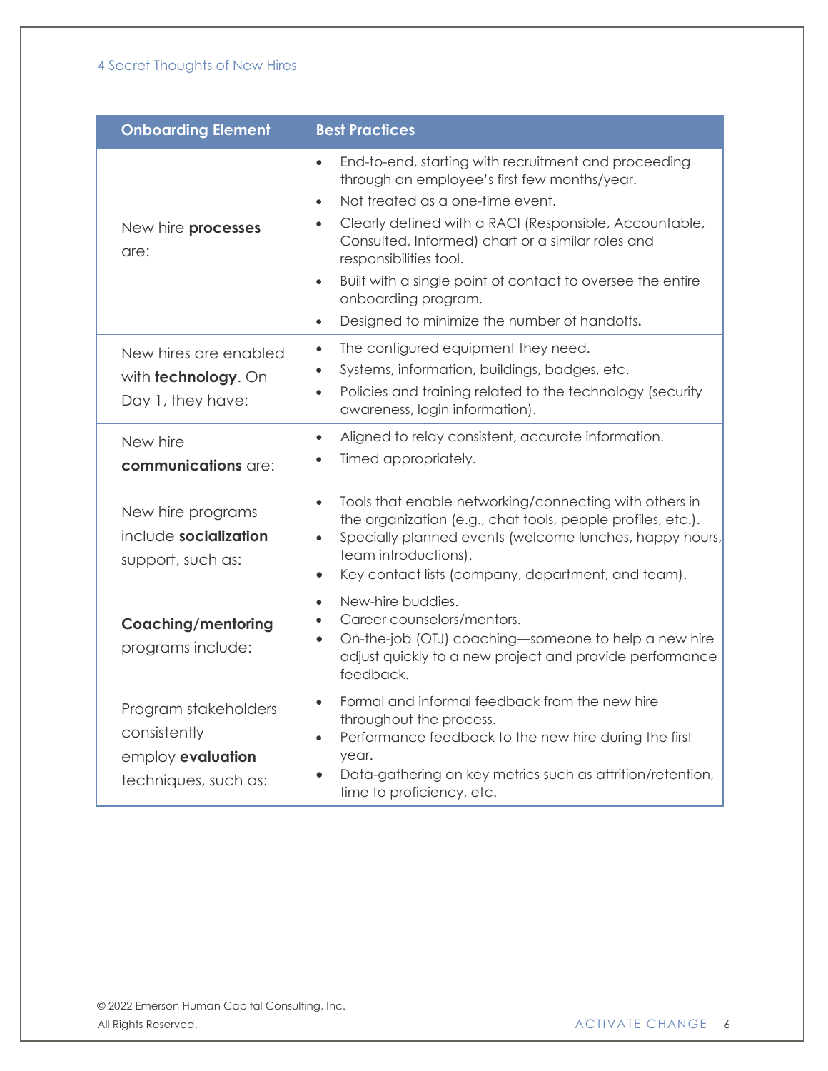| Onboarding Element | Best Practices |
|---|---|
| New hire **processes** are: | • End-to-end, starting with recruitment and proceeding through an employee's first few months/year.<br>• Not treated as a one-time event.<br>• Clearly defined with a RACI (Responsible, Accountable, Consulted, Informed) chart or a similar roles and responsibilities tool.<br>• Built with a single point of contact to oversee the entire onboarding program.<br>• Designed to minimize the number of handoffs**.** |
| New hires are enabled with **technology**. On Day 1, they have: | • The configured equipment they need.<br>• Systems, information, buildings, badges, etc.<br>• Policies and training related to the technology (security awareness, login information). |
| New hire **communications** are: | • Aligned to relay consistent, accurate information.<br>• Timed appropriately. |
| New hire programs include **socialization** support, such as: | • Tools that enable networking/connecting with others in the organization (e.g., chat tools, people profiles, etc.).<br>• Specially planned events (welcome lunches, happy hours, team introductions).<br>• Key contact lists (company, department, and team). |
| **Coaching/mentoring** programs include: | • New-hire buddies.<br>• Career counselors/mentors.<br>• On-the-job (OTJ) coaching—someone to help a new hire adjust quickly to a new project and provide performance feedback. |
| Program stakeholders consistently employ **evaluation** techniques, such as: | • Formal and informal feedback from the new hire throughout the process.<br>• Performance feedback to the new hire during the first year.<br>• Data-gathering on key metrics such as attrition/retention, time to proficiency, etc. |

© 2022 Emerson Human Capital Consulting, Inc.
All Rights Reserved.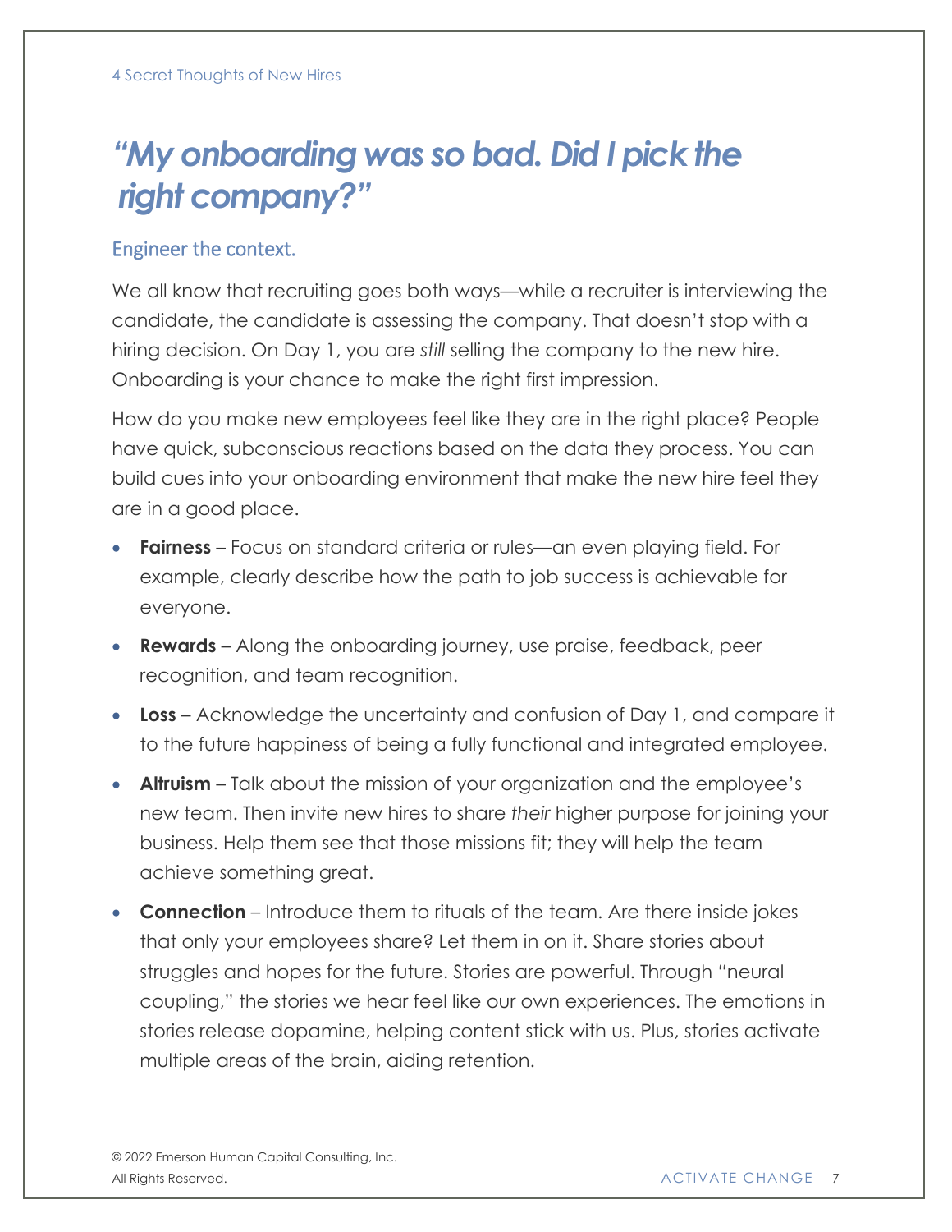# *"My onboarding was so bad. Did I pick the right company?"*

## Engineer the context.

We all know that recruiting goes both ways—while a recruiter is interviewing the candidate, the candidate is assessing the company. That doesn't stop with a hiring decision. On Day 1, you are *still* selling the company to the new hire. Onboarding is your chance to make the right first impression.

How do you make new employees feel like they are in the right place? People have quick, subconscious reactions based on the data they process. You can build cues into your onboarding environment that make the new hire feel they are in a good place.

- **Fairness** – Focus on standard criteria or rules—an even playing field. For example, clearly describe how the path to job success is achievable for everyone.
- **Rewards** – Along the onboarding journey, use praise, feedback, peer recognition, and team recognition.
- **Loss** – Acknowledge the uncertainty and confusion of Day 1, and compare it to the future happiness of being a fully functional and integrated employee.
- **Altruism** – Talk about the mission of your organization and the employee's new team. Then invite new hires to share *their* higher purpose for joining your business. Help them see that those missions fit; they will help the team achieve something great.
- **Connection** – Introduce them to rituals of the team. Are there inside jokes that only your employees share? Let them in on it. Share stories about struggles and hopes for the future. Stories are powerful. Through "neural coupling," the stories we hear feel like our own experiences. The emotions in stories release dopamine, helping content stick with us. Plus, stories activate multiple areas of the brain, aiding retention.

© 2022 Emerson Human Capital Consulting, Inc.
All Rights Reserved.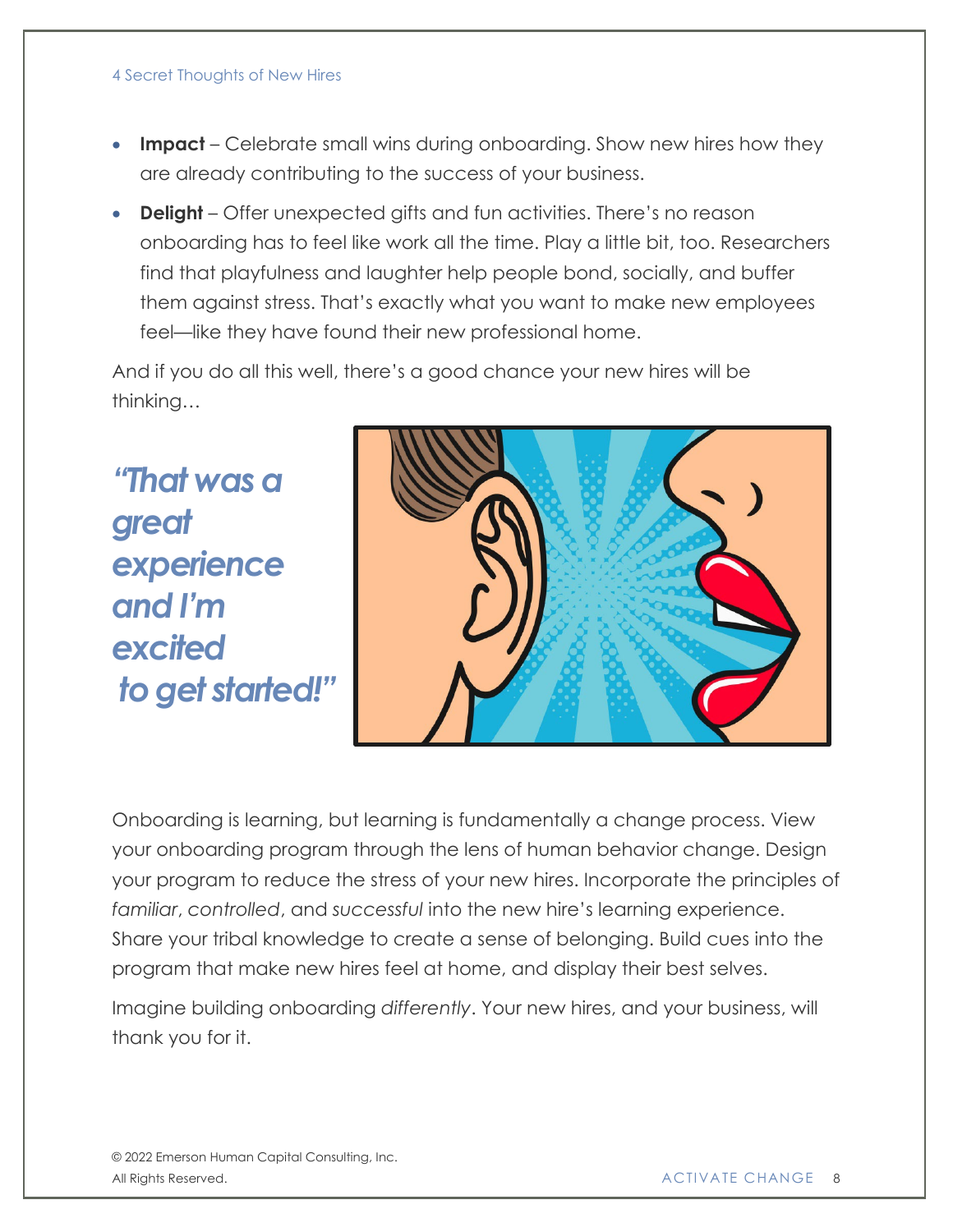- **Impact** – Celebrate small wins during onboarding. Show new hires how they are already contributing to the success of your business.
- **Delight** – Offer unexpected gifts and fun activities. There's no reason onboarding has to feel like work all the time. Play a little bit, too. Researchers find that playfulness and laughter help people bond, socially, and buffer them against stress. That's exactly what you want to make new employees feel—like they have found their new professional home.

And if you do all this well, there's a good chance your new hires will be thinking…

***"That was a great experience and I'm excited to get started!"***

Onboarding is learning, but learning is fundamentally a change process. View your onboarding program through the lens of human behavior change. Design your program to reduce the stress of your new hires. Incorporate the principles of *familiar*, *controlled*, and *successful* into the new hire's learning experience. Share your tribal knowledge to create a sense of belonging. Build cues into the program that make new hires feel at home, and display their best selves.

Imagine building onboarding *differently*. Your new hires, and your business, will thank you for it.

© 2022 Emerson Human Capital Consulting, Inc.
All Rights Reserved.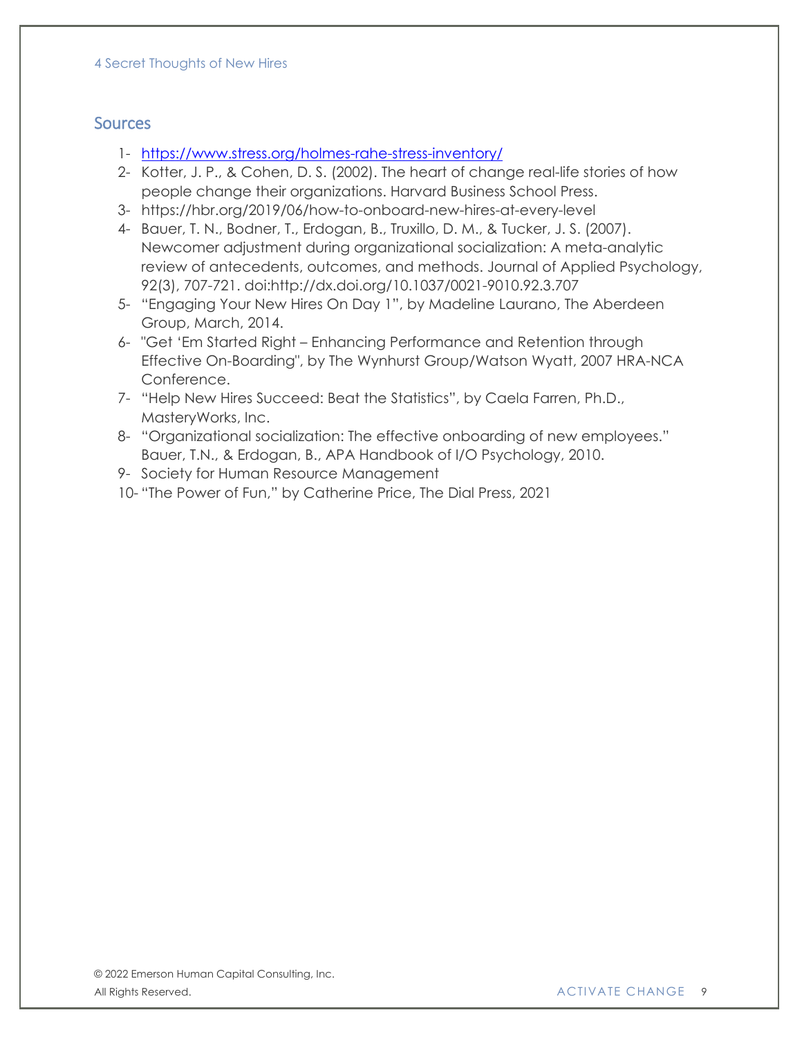## Sources

1- https://www.stress.org/holmes-rahe-stress-inventory/

2- Kotter, J. P., & Cohen, D. S. (2002). The heart of change real-life stories of how people change their organizations. Harvard Business School Press.

3- https://hbr.org/2019/06/how-to-onboard-new-hires-at-every-level

4- Bauer, T. N., Bodner, T., Erdogan, B., Truxillo, D. M., & Tucker, J. S. (2007). Newcomer adjustment during organizational socialization: A meta-analytic review of antecedents, outcomes, and methods. Journal of Applied Psychology, 92(3), 707-721. doi:http://dx.doi.org/10.1037/0021-9010.92.3.707

5- "Engaging Your New Hires On Day 1", by Madeline Laurano, The Aberdeen Group, March, 2014.

6- "Get 'Em Started Right – Enhancing Performance and Retention through Effective On-Boarding", by The Wynhurst Group/Watson Wyatt, 2007 HRA-NCA Conference.

7- "Help New Hires Succeed: Beat the Statistics", by Caela Farren, Ph.D., MasteryWorks, Inc.

8- "Organizational socialization: The effective onboarding of new employees." Bauer, T.N., & Erdogan, B., APA Handbook of I/O Psychology, 2010.

9- Society for Human Resource Management

10- "The Power of Fun," by Catherine Price, The Dial Press, 2021

© 2022 Emerson Human Capital Consulting, Inc.
All Rights Reserved.